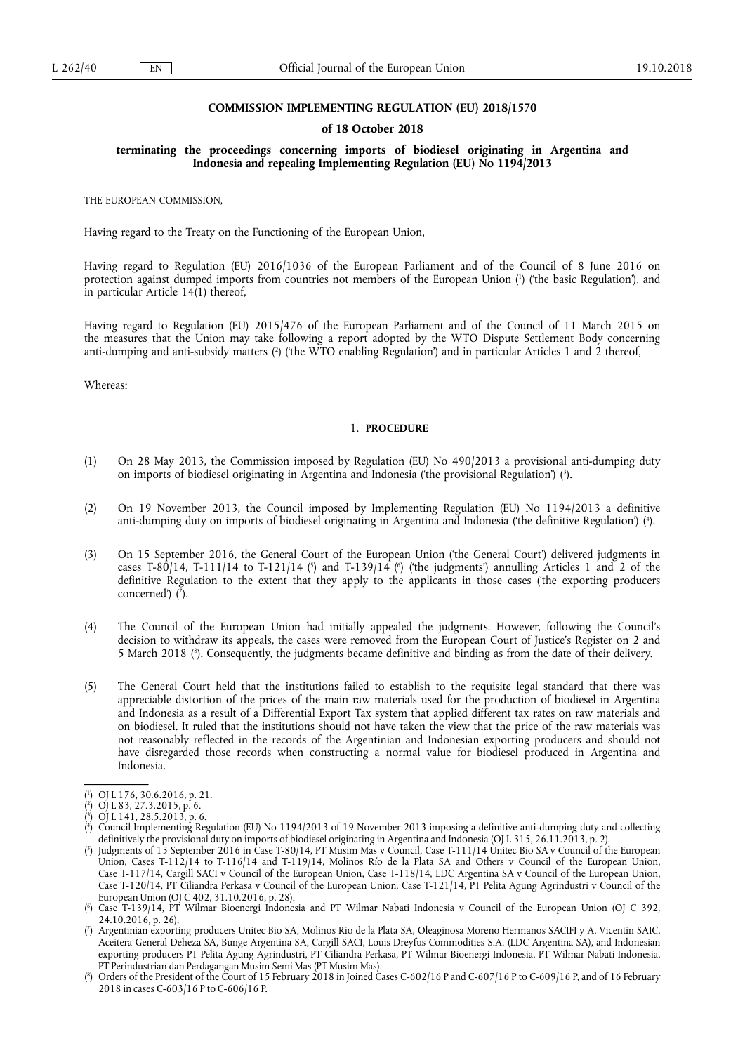**COMMISSION IMPLEMENTING REGULATION (EU) 2018/1570**

**of 18 October 2018**

**terminating the proceedings concerning imports of biodiesel originating in Argentina and Indonesia and repealing Implementing Regulation (EU) No 1194/2013**

THE EUROPEAN COMMISSION,

Having regard to the Treaty on the Functioning of the European Union,

Having regard to Regulation (EU) 2016/1036 of the European Parliament and of the Council of 8 June 2016 on protection against dumped imports from countries not members of the European Union ([1]) ('the basic Regulation'), and in particular Article 14(1) thereof,

Having regard to Regulation (EU) 2015/476 of the European Parliament and of the Council of 11 March 2015 on the measures that the Union may take following a report adopted by the WTO Dispute Settlement Body concerning anti-dumping and anti-subsidy matters ([2]) ('the WTO enabling Regulation') and in particular Articles 1 and 2 thereof,

Whereas:

## 1. PROCEDURE

(1) On 28 May 2013, the Commission imposed by Regulation (EU) No 490/2013 a provisional anti-dumping duty on imports of biodiesel originating in Argentina and Indonesia ('the provisional Regulation') ([3]).

(2) On 19 November 2013, the Council imposed by Implementing Regulation (EU) No 1194/2013 a definitive anti-dumping duty on imports of biodiesel originating in Argentina and Indonesia ('the definitive Regulation') ([4]).

(3) On 15 September 2016, the General Court of the European Union ('the General Court') delivered judgments in cases T-80/14, T-111/14 to T-121/14 ([5]) and T-139/14 ([6]) ('the judgments') annulling Articles 1 and 2 of the definitive Regulation to the extent that they apply to the applicants in those cases ('the exporting producers concerned') ([7]).

(4) The Council of the European Union had initially appealed the judgments. However, following the Council's decision to withdraw its appeals, the cases were removed from the European Court of Justice's Register on 2 and 5 March 2018 ([8]). Consequently, the judgments became definitive and binding as from the date of their delivery.

(5) The General Court held that the institutions failed to establish to the requisite legal standard that there was appreciable distortion of the prices of the main raw materials used for the production of biodiesel in Argentina and Indonesia as a result of a Differential Export Tax system that applied different tax rates on raw materials and on biodiesel. It ruled that the institutions should not have taken the view that the price of the raw materials was not reasonably reflected in the records of the Argentinian and Indonesian exporting producers and should not have disregarded those records when constructing a normal value for biodiesel produced in Argentina and Indonesia.

---

([1]) OJ L 176, 30.6.2016, p. 21.

([2]) OJ L 83, 27.3.2015, p. 6.

([3]) OJ L 141, 28.5.2013, p. 6.

([4]) Council Implementing Regulation (EU) No 1194/2013 of 19 November 2013 imposing a definitive anti-dumping duty and collecting definitively the provisional duty on imports of biodiesel originating in Argentina and Indonesia (OJ L 315, 26.11.2013, p. 2).

([5]) Judgments of 15 September 2016 in Case T-80/14, PT Musim Mas v Council, Case T-111/14 Unitec Bio SA v Council of the European Union, Cases T-112/14 to T-116/14 and T-119/14, Molinos Río de la Plata SA and Others v Council of the European Union, Case T-117/14, Cargill SACI v Council of the European Union, Case T-118/14, LDC Argentina SA v Council of the European Union, Case T-120/14, PT Ciliandra Perkasa v Council of the European Union, Case T-121/14, PT Pelita Agung Agrindustri v Council of the European Union (OJ C 402, 31.10.2016, p. 28).

([6]) Case T-139/14, PT Wilmar Bioenergi Indonesia and PT Wilmar Nabati Indonesia v Council of the European Union (OJ C 392, 24.10.2016, p. 26).

([7]) Argentinian exporting producers Unitec Bio SA, Molinos Rio de la Plata SA, Oleaginosa Moreno Hermanos SACIFI y A, Vicentin SAIC, Aceitera General Deheza SA, Bunge Argentina SA, Cargill SACI, Louis Dreyfus Commodities S.A. (LDC Argentina SA), and Indonesian exporting producers PT Pelita Agung Agrindustri, PT Ciliandra Perkasa, PT Wilmar Bioenergi Indonesia, PT Wilmar Nabati Indonesia, PT Perindustrian dan Perdagangan Musim Semi Mas (PT Musim Mas).

([8]) Orders of the President of the Court of 15 February 2018 in Joined Cases C-602/16 P and C-607/16 P to C-609/16 P, and of 16 February 2018 in cases C-603/16 P to C-606/16 P.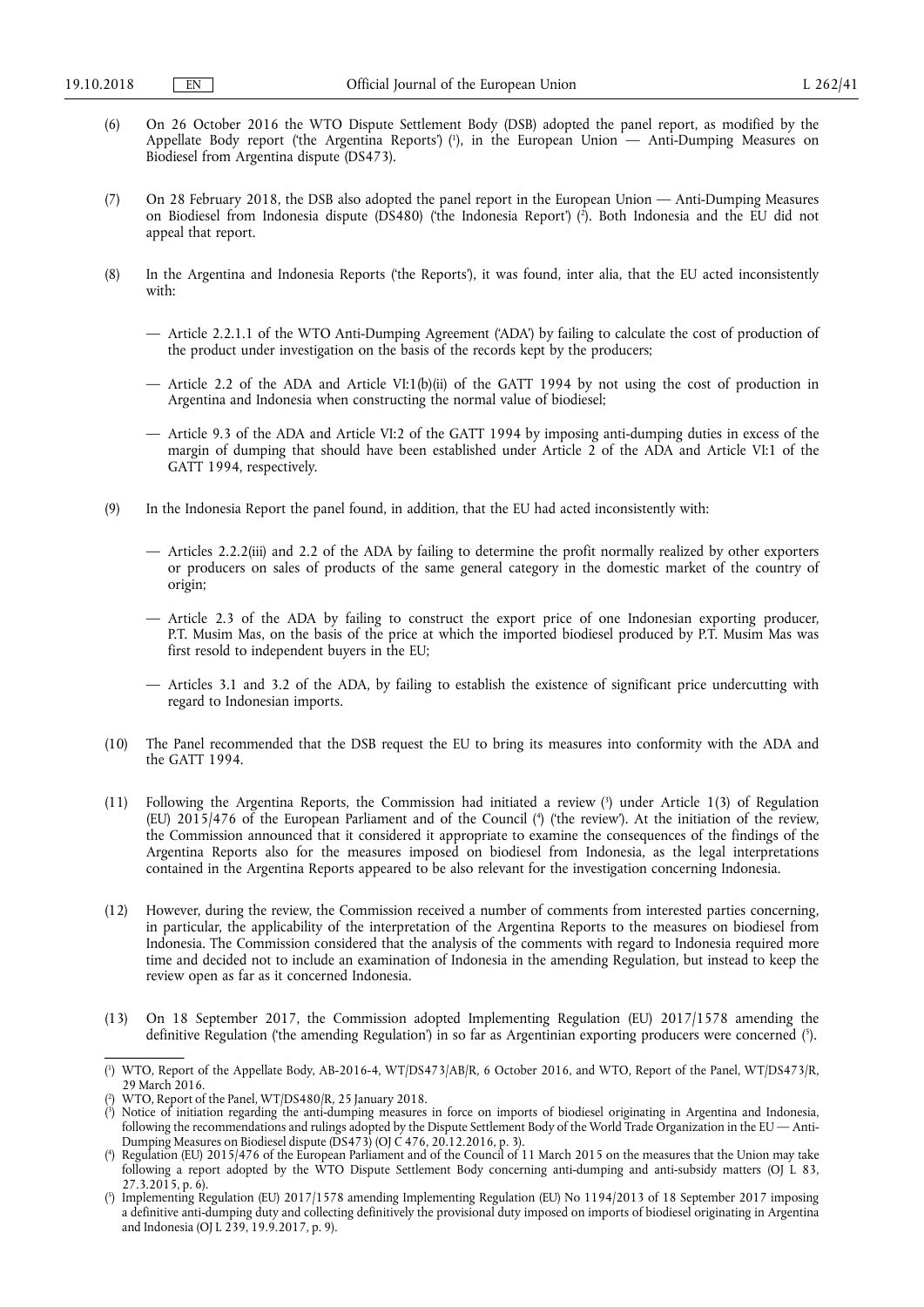(6) On 26 October 2016 the WTO Dispute Settlement Body (DSB) adopted the panel report, as modified by the Appellate Body report ('the Argentina Reports') [1], in the European Union — Anti-Dumping Measures on Biodiesel from Argentina dispute (DS473).

(7) On 28 February 2018, the DSB also adopted the panel report in the European Union — Anti-Dumping Measures on Biodiesel from Indonesia dispute (DS480) ('the Indonesia Report') [2]. Both Indonesia and the EU did not appeal that report.

(8) In the Argentina and Indonesia Reports ('the Reports'), it was found, inter alia, that the EU acted inconsistently with:

— Article 2.2.1.1 of the WTO Anti-Dumping Agreement ('ADA') by failing to calculate the cost of production of the product under investigation on the basis of the records kept by the producers;

— Article 2.2 of the ADA and Article VI:1(b)(ii) of the GATT 1994 by not using the cost of production in Argentina and Indonesia when constructing the normal value of biodiesel;

— Article 9.3 of the ADA and Article VI:2 of the GATT 1994 by imposing anti-dumping duties in excess of the margin of dumping that should have been established under Article 2 of the ADA and Article VI:1 of the GATT 1994, respectively.

(9) In the Indonesia Report the panel found, in addition, that the EU had acted inconsistently with:

— Articles 2.2.2(iii) and 2.2 of the ADA by failing to determine the profit normally realized by other exporters or producers on sales of products of the same general category in the domestic market of the country of origin;

— Article 2.3 of the ADA by failing to construct the export price of one Indonesian exporting producer, P.T. Musim Mas, on the basis of the price at which the imported biodiesel produced by P.T. Musim Mas was first resold to independent buyers in the EU;

— Articles 3.1 and 3.2 of the ADA, by failing to establish the existence of significant price undercutting with regard to Indonesian imports.

(10) The Panel recommended that the DSB request the EU to bring its measures into conformity with the ADA and the GATT 1994.

(11) Following the Argentina Reports, the Commission had initiated a review [3] under Article 1(3) of Regulation (EU) 2015/476 of the European Parliament and of the Council [4] ('the review'). At the initiation of the review, the Commission announced that it considered it appropriate to examine the consequences of the findings of the Argentina Reports also for the measures imposed on biodiesel from Indonesia, as the legal interpretations contained in the Argentina Reports appeared to be also relevant for the investigation concerning Indonesia.

(12) However, during the review, the Commission received a number of comments from interested parties concerning, in particular, the applicability of the interpretation of the Argentina Reports to the measures on biodiesel from Indonesia. The Commission considered that the analysis of the comments with regard to Indonesia required more time and decided not to include an examination of Indonesia in the amending Regulation, but instead to keep the review open as far as it concerned Indonesia.

(13) On 18 September 2017, the Commission adopted Implementing Regulation (EU) 2017/1578 amending the definitive Regulation ('the amending Regulation') in so far as Argentinian exporting producers were concerned [5].

---

[1] WTO, Report of the Appellate Body, AB-2016-4, WT/DS473/AB/R, 6 October 2016, and WTO, Report of the Panel, WT/DS473/R, 29 March 2016.

[2] WTO, Report of the Panel, WT/DS480/R, 25 January 2018.

[3] Notice of initiation regarding the anti-dumping measures in force on imports of biodiesel originating in Argentina and Indonesia, following the recommendations and rulings adopted by the Dispute Settlement Body of the World Trade Organization in the EU — Anti-Dumping Measures on Biodiesel dispute (DS473) (OJ C 476, 20.12.2016, p. 3).

[4] Regulation (EU) 2015/476 of the European Parliament and of the Council of 11 March 2015 on the measures that the Union may take following a report adopted by the WTO Dispute Settlement Body concerning anti-dumping and anti-subsidy matters (OJ L 83, 27.3.2015, p. 6).

[5] Implementing Regulation (EU) 2017/1578 amending Implementing Regulation (EU) No 1194/2013 of 18 September 2017 imposing a definitive anti-dumping duty and collecting definitively the provisional duty imposed on imports of biodiesel originating in Argentina and Indonesia (OJ L 239, 19.9.2017, p. 9).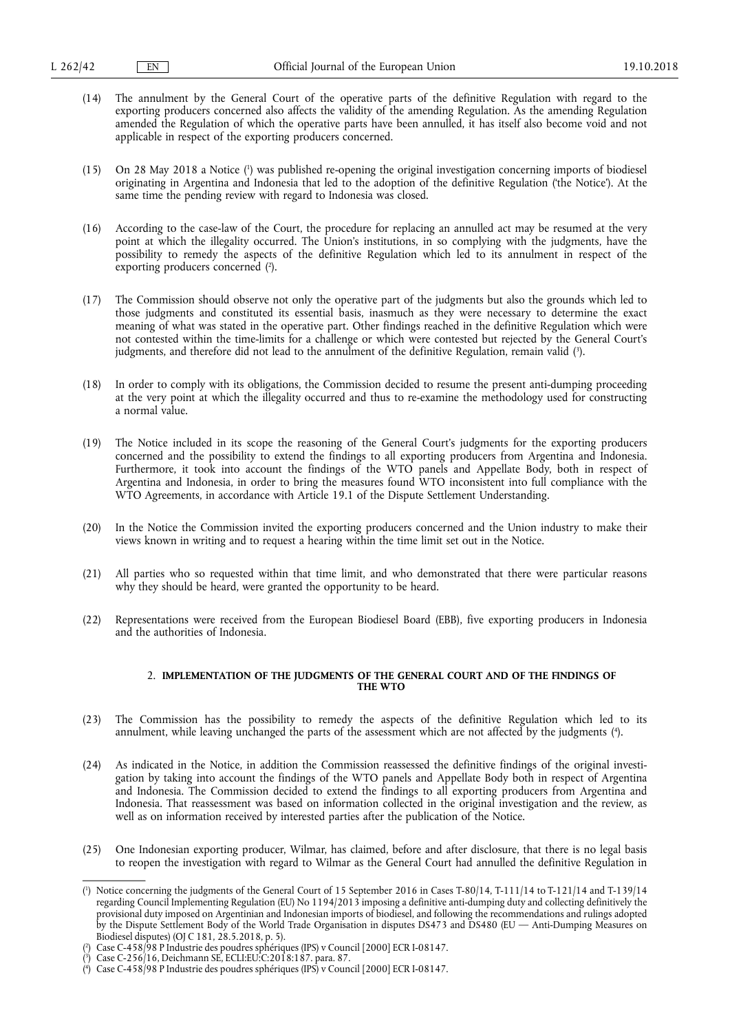(14) The annulment by the General Court of the operative parts of the definitive Regulation with regard to the exporting producers concerned also affects the validity of the amending Regulation. As the amending Regulation amended the Regulation of which the operative parts have been annulled, it has itself also become void and not applicable in respect of the exporting producers concerned.

(15) On 28 May 2018 a Notice ([1]) was published re-opening the original investigation concerning imports of biodiesel originating in Argentina and Indonesia that led to the adoption of the definitive Regulation ('the Notice'). At the same time the pending review with regard to Indonesia was closed.

(16) According to the case-law of the Court, the procedure for replacing an annulled act may be resumed at the very point at which the illegality occurred. The Union's institutions, in so complying with the judgments, have the possibility to remedy the aspects of the definitive Regulation which led to its annulment in respect of the exporting producers concerned ([2]).

(17) The Commission should observe not only the operative part of the judgments but also the grounds which led to those judgments and constituted its essential basis, inasmuch as they were necessary to determine the exact meaning of what was stated in the operative part. Other findings reached in the definitive Regulation which were not contested within the time-limits for a challenge or which were contested but rejected by the General Court's judgments, and therefore did not lead to the annulment of the definitive Regulation, remain valid ([3]).

(18) In order to comply with its obligations, the Commission decided to resume the present anti-dumping proceeding at the very point at which the illegality occurred and thus to re-examine the methodology used for constructing a normal value.

(19) The Notice included in its scope the reasoning of the General Court's judgments for the exporting producers concerned and the possibility to extend the findings to all exporting producers from Argentina and Indonesia. Furthermore, it took into account the findings of the WTO panels and Appellate Body, both in respect of Argentina and Indonesia, in order to bring the measures found WTO inconsistent into full compliance with the WTO Agreements, in accordance with Article 19.1 of the Dispute Settlement Understanding.

(20) In the Notice the Commission invited the exporting producers concerned and the Union industry to make their views known in writing and to request a hearing within the time limit set out in the Notice.

(21) All parties who so requested within that time limit, and who demonstrated that there were particular reasons why they should be heard, were granted the opportunity to be heard.

(22) Representations were received from the European Biodiesel Board (EBB), five exporting producers in Indonesia and the authorities of Indonesia.

## 2. IMPLEMENTATION OF THE JUDGMENTS OF THE GENERAL COURT AND OF THE FINDINGS OF THE WTO

(23) The Commission has the possibility to remedy the aspects of the definitive Regulation which led to its annulment, while leaving unchanged the parts of the assessment which are not affected by the judgments ([4]).

(24) As indicated in the Notice, in addition the Commission reassessed the definitive findings of the original investigation by taking into account the findings of the WTO panels and Appellate Body both in respect of Argentina and Indonesia. The Commission decided to extend the findings to all exporting producers from Argentina and Indonesia. That reassessment was based on information collected in the original investigation and the review, as well as on information received by interested parties after the publication of the Notice.

(25) One Indonesian exporting producer, Wilmar, has claimed, before and after disclosure, that there is no legal basis to reopen the investigation with regard to Wilmar as the General Court had annulled the definitive Regulation in

---

([1]) Notice concerning the judgments of the General Court of 15 September 2016 in Cases T-80/14, T-111/14 to T-121/14 and T-139/14 regarding Council Implementing Regulation (EU) No 1194/2013 imposing a definitive anti-dumping duty and collecting definitively the provisional duty imposed on Argentinian and Indonesian imports of biodiesel, and following the recommendations and rulings adopted by the Dispute Settlement Body of the World Trade Organisation in disputes DS473 and DS480 (EU — Anti-Dumping Measures on Biodiesel disputes) (OJ C 181, 28.5.2018, p. 5).

([2]) Case C-458/98 P Industrie des poudres sphériques (IPS) v Council [2000] ECR I-08147.

([3]) Case C-256/16, Deichmann SE, ECLI:EU:C:2018:187. para. 87.

([4]) Case C-458/98 P Industrie des poudres sphériques (IPS) v Council [2000] ECR I-08147.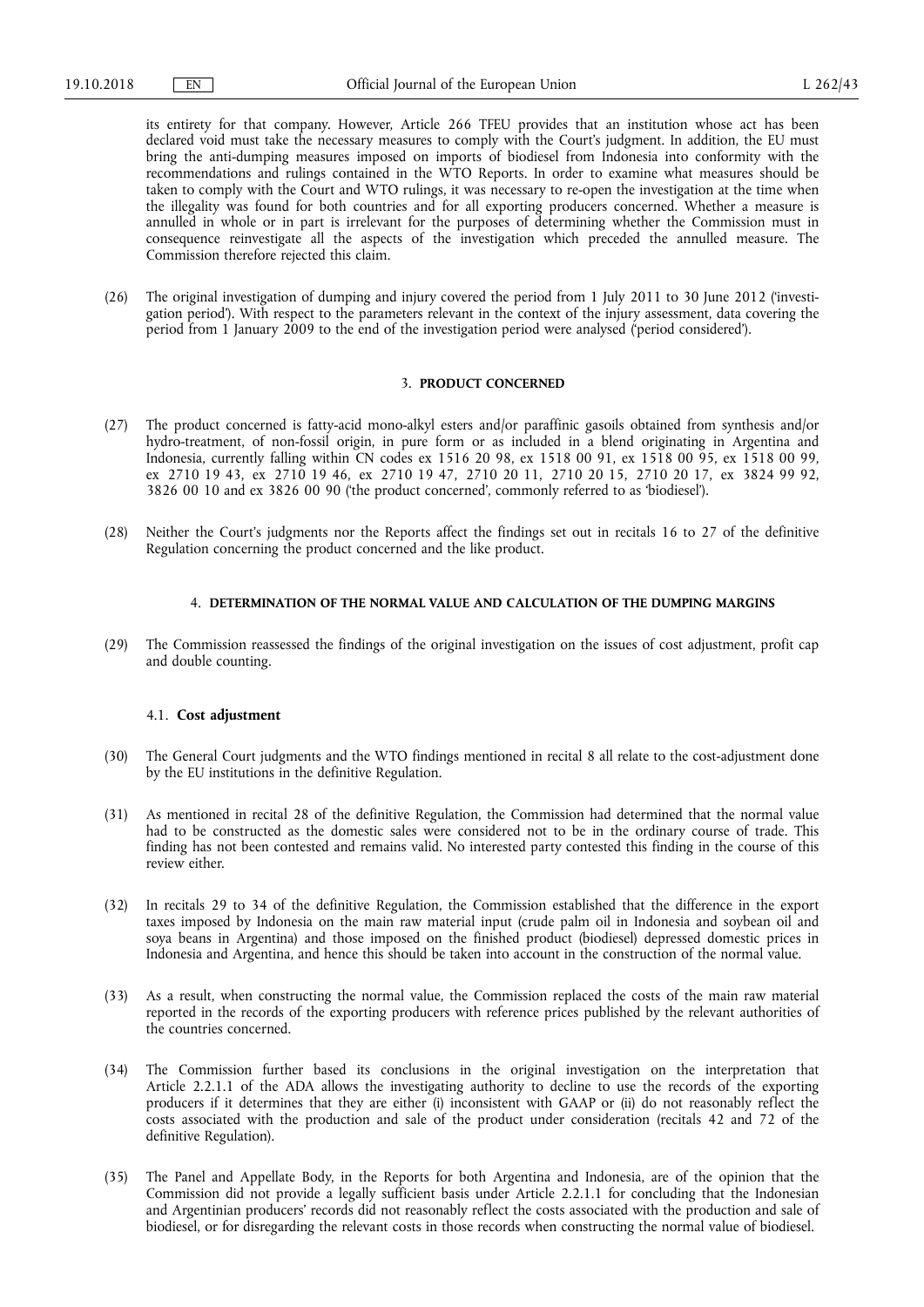its entirety for that company. However, Article 266 TFEU provides that an institution whose act has been declared void must take the necessary measures to comply with the Court's judgment. In addition, the EU must bring the anti-dumping measures imposed on imports of biodiesel from Indonesia into conformity with the recommendations and rulings contained in the WTO Reports. In order to examine what measures should be taken to comply with the Court and WTO rulings, it was necessary to re-open the investigation at the time when the illegality was found for both countries and for all exporting producers concerned. Whether a measure is annulled in whole or in part is irrelevant for the purposes of determining whether the Commission must in consequence reinvestigate all the aspects of the investigation which preceded the annulled measure. The Commission therefore rejected this claim.

(26) The original investigation of dumping and injury covered the period from 1 July 2011 to 30 June 2012 ('investigation period'). With respect to the parameters relevant in the context of the injury assessment, data covering the period from 1 January 2009 to the end of the investigation period were analysed ('period considered').

## 3. PRODUCT CONCERNED

(27) The product concerned is fatty-acid mono-alkyl esters and/or paraffinic gasoils obtained from synthesis and/or hydro-treatment, of non-fossil origin, in pure form or as included in a blend originating in Argentina and Indonesia, currently falling within CN codes ex 1516 20 98, ex 1518 00 91, ex 1518 00 95, ex 1518 00 99, ex 2710 19 43, ex 2710 19 46, ex 2710 19 47, 2710 20 11, 2710 20 15, 2710 20 17, ex 3824 99 92, 3826 00 10 and ex 3826 00 90 ('the product concerned', commonly referred to as 'biodiesel').

(28) Neither the Court's judgments nor the Reports affect the findings set out in recitals 16 to 27 of the definitive Regulation concerning the product concerned and the like product.

## 4. DETERMINATION OF THE NORMAL VALUE AND CALCULATION OF THE DUMPING MARGINS

(29) The Commission reassessed the findings of the original investigation on the issues of cost adjustment, profit cap and double counting.

### 4.1. Cost adjustment

(30) The General Court judgments and the WTO findings mentioned in recital 8 all relate to the cost-adjustment done by the EU institutions in the definitive Regulation.

(31) As mentioned in recital 28 of the definitive Regulation, the Commission had determined that the normal value had to be constructed as the domestic sales were considered not to be in the ordinary course of trade. This finding has not been contested and remains valid. No interested party contested this finding in the course of this review either.

(32) In recitals 29 to 34 of the definitive Regulation, the Commission established that the difference in the export taxes imposed by Indonesia on the main raw material input (crude palm oil in Indonesia and soybean oil and soya beans in Argentina) and those imposed on the finished product (biodiesel) depressed domestic prices in Indonesia and Argentina, and hence this should be taken into account in the construction of the normal value.

(33) As a result, when constructing the normal value, the Commission replaced the costs of the main raw material reported in the records of the exporting producers with reference prices published by the relevant authorities of the countries concerned.

(34) The Commission further based its conclusions in the original investigation on the interpretation that Article 2.2.1.1 of the ADA allows the investigating authority to decline to use the records of the exporting producers if it determines that they are either (i) inconsistent with GAAP or (ii) do not reasonably reflect the costs associated with the production and sale of the product under consideration (recitals 42 and 72 of the definitive Regulation).

(35) The Panel and Appellate Body, in the Reports for both Argentina and Indonesia, are of the opinion that the Commission did not provide a legally sufficient basis under Article 2.2.1.1 for concluding that the Indonesian and Argentinian producers' records did not reasonably reflect the costs associated with the production and sale of biodiesel, or for disregarding the relevant costs in those records when constructing the normal value of biodiesel.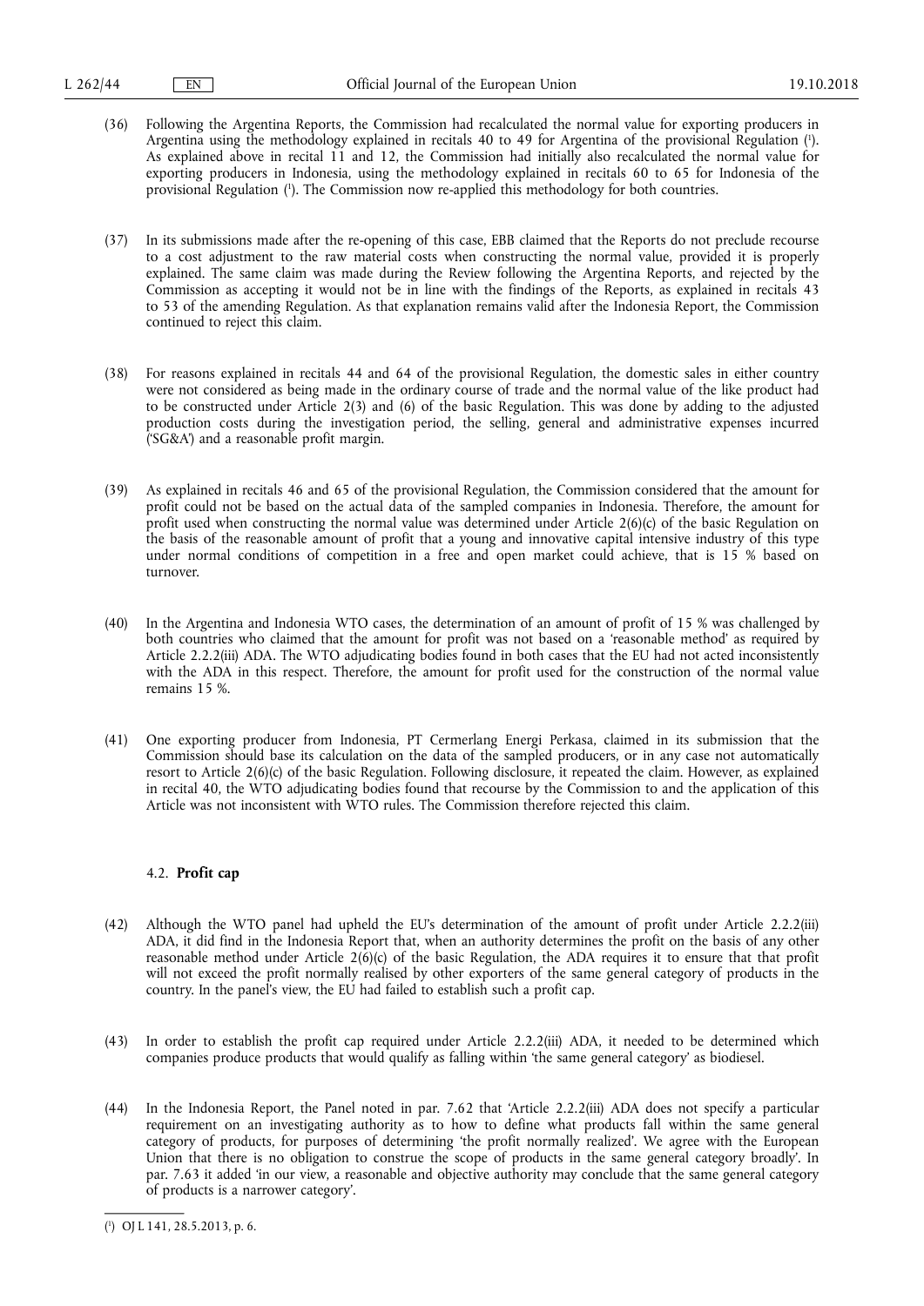(36) Following the Argentina Reports, the Commission had recalculated the normal value for exporting producers in Argentina using the methodology explained in recitals 40 to 49 for Argentina of the provisional Regulation ([1]). As explained above in recital 11 and 12, the Commission had initially also recalculated the normal value for exporting producers in Indonesia, using the methodology explained in recitals 60 to 65 for Indonesia of the provisional Regulation ([1]). The Commission now re-applied this methodology for both countries.

(37) In its submissions made after the re-opening of this case, EBB claimed that the Reports do not preclude recourse to a cost adjustment to the raw material costs when constructing the normal value, provided it is properly explained. The same claim was made during the Review following the Argentina Reports, and rejected by the Commission as accepting it would not be in line with the findings of the Reports, as explained in recitals 43 to 53 of the amending Regulation. As that explanation remains valid after the Indonesia Report, the Commission continued to reject this claim.

(38) For reasons explained in recitals 44 and 64 of the provisional Regulation, the domestic sales in either country were not considered as being made in the ordinary course of trade and the normal value of the like product had to be constructed under Article 2(3) and (6) of the basic Regulation. This was done by adding to the adjusted production costs during the investigation period, the selling, general and administrative expenses incurred ('SG&A') and a reasonable profit margin.

(39) As explained in recitals 46 and 65 of the provisional Regulation, the Commission considered that the amount for profit could not be based on the actual data of the sampled companies in Indonesia. Therefore, the amount for profit used when constructing the normal value was determined under Article 2(6)(c) of the basic Regulation on the basis of the reasonable amount of profit that a young and innovative capital intensive industry of this type under normal conditions of competition in a free and open market could achieve, that is 15 % based on turnover.

(40) In the Argentina and Indonesia WTO cases, the determination of an amount of profit of 15 % was challenged by both countries who claimed that the amount for profit was not based on a 'reasonable method' as required by Article 2.2.2(iii) ADA. The WTO adjudicating bodies found in both cases that the EU had not acted inconsistently with the ADA in this respect. Therefore, the amount for profit used for the construction of the normal value remains 15 %.

(41) One exporting producer from Indonesia, PT Cermerlang Energi Perkasa, claimed in its submission that the Commission should base its calculation on the data of the sampled producers, or in any case not automatically resort to Article 2(6)(c) of the basic Regulation. Following disclosure, it repeated the claim. However, as explained in recital 40, the WTO adjudicating bodies found that recourse by the Commission to and the application of this Article was not inconsistent with WTO rules. The Commission therefore rejected this claim.

### 4.2. **Profit cap**

(42) Although the WTO panel had upheld the EU's determination of the amount of profit under Article 2.2.2(iii) ADA, it did find in the Indonesia Report that, when an authority determines the profit on the basis of any other reasonable method under Article 2(6)(c) of the basic Regulation, the ADA requires it to ensure that that profit will not exceed the profit normally realised by other exporters of the same general category of products in the country. In the panel's view, the EU had failed to establish such a profit cap.

(43) In order to establish the profit cap required under Article 2.2.2(iii) ADA, it needed to be determined which companies produce products that would qualify as falling within 'the same general category' as biodiesel.

(44) In the Indonesia Report, the Panel noted in par. 7.62 that 'Article 2.2.2(iii) ADA does not specify a particular requirement on an investigating authority as to how to define what products fall within the same general category of products, for purposes of determining 'the profit normally realized'. We agree with the European Union that there is no obligation to construe the scope of products in the same general category broadly'. In par. 7.63 it added 'in our view, a reasonable and objective authority may conclude that the same general category of products is a narrower category'.

---

([1]) OJ L 141, 28.5.2013, p. 6.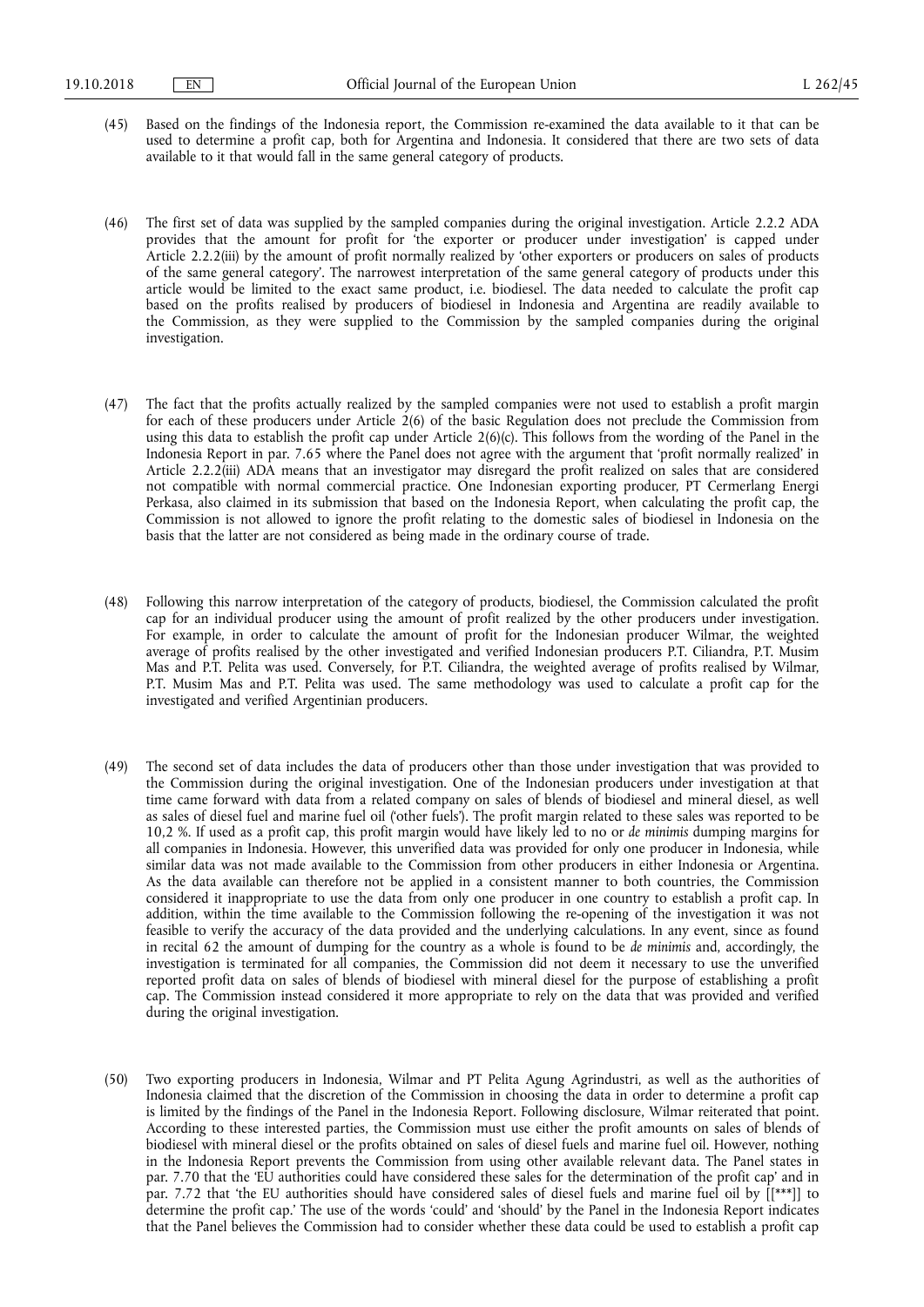(45) Based on the findings of the Indonesia report, the Commission re-examined the data available to it that can be used to determine a profit cap, both for Argentina and Indonesia. It considered that there are two sets of data available to it that would fall in the same general category of products.

(46) The first set of data was supplied by the sampled companies during the original investigation. Article 2.2.2 ADA provides that the amount for profit for 'the exporter or producer under investigation' is capped under Article 2.2.2(iii) by the amount of profit normally realized by 'other exporters or producers on sales of products of the same general category'. The narrowest interpretation of the same general category of products under this article would be limited to the exact same product, i.e. biodiesel. The data needed to calculate the profit cap based on the profits realised by producers of biodiesel in Indonesia and Argentina are readily available to the Commission, as they were supplied to the Commission by the sampled companies during the original investigation.

(47) The fact that the profits actually realized by the sampled companies were not used to establish a profit margin for each of these producers under Article 2(6) of the basic Regulation does not preclude the Commission from using this data to establish the profit cap under Article 2(6)(c). This follows from the wording of the Panel in the Indonesia Report in par. 7.65 where the Panel does not agree with the argument that 'profit normally realized' in Article 2.2.2(iii) ADA means that an investigator may disregard the profit realized on sales that are considered not compatible with normal commercial practice. One Indonesian exporting producer, PT Cermerlang Energi Perkasa, also claimed in its submission that based on the Indonesia Report, when calculating the profit cap, the Commission is not allowed to ignore the profit relating to the domestic sales of biodiesel in Indonesia on the basis that the latter are not considered as being made in the ordinary course of trade.

(48) Following this narrow interpretation of the category of products, biodiesel, the Commission calculated the profit cap for an individual producer using the amount of profit realized by the other producers under investigation. For example, in order to calculate the amount of profit for the Indonesian producer Wilmar, the weighted average of profits realised by the other investigated and verified Indonesian producers P.T. Ciliandra, P.T. Musim Mas and P.T. Pelita was used. Conversely, for P.T. Ciliandra, the weighted average of profits realised by Wilmar, P.T. Musim Mas and P.T. Pelita was used. The same methodology was used to calculate a profit cap for the investigated and verified Argentinian producers.

(49) The second set of data includes the data of producers other than those under investigation that was provided to the Commission during the original investigation. One of the Indonesian producers under investigation at that time came forward with data from a related company on sales of blends of biodiesel and mineral diesel, as well as sales of diesel fuel and marine fuel oil ('other fuels'). The profit margin related to these sales was reported to be 10,2 %. If used as a profit cap, this profit margin would have likely led to no or *de minimis* dumping margins for all companies in Indonesia. However, this unverified data was provided for only one producer in Indonesia, while similar data was not made available to the Commission from other producers in either Indonesia or Argentina. As the data available can therefore not be applied in a consistent manner to both countries, the Commission considered it inappropriate to use the data from only one producer in one country to establish a profit cap. In addition, within the time available to the Commission following the re-opening of the investigation it was not feasible to verify the accuracy of the data provided and the underlying calculations. In any event, since as found in recital 62 the amount of dumping for the country as a whole is found to be *de minimis* and, accordingly, the investigation is terminated for all companies, the Commission did not deem it necessary to use the unverified reported profit data on sales of blends of biodiesel with mineral diesel for the purpose of establishing a profit cap. The Commission instead considered it more appropriate to rely on the data that was provided and verified during the original investigation.

(50) Two exporting producers in Indonesia, Wilmar and PT Pelita Agung Agrindustri, as well as the authorities of Indonesia claimed that the discretion of the Commission in choosing the data in order to determine a profit cap is limited by the findings of the Panel in the Indonesia Report. Following disclosure, Wilmar reiterated that point. According to these interested parties, the Commission must use either the profit amounts on sales of blends of biodiesel with mineral diesel or the profits obtained on sales of diesel fuels and marine fuel oil. However, nothing in the Indonesia Report prevents the Commission from using other available relevant data. The Panel states in par. 7.70 that the 'EU authorities could have considered these sales for the determination of the profit cap' and in par. 7.72 that 'the EU authorities should have considered sales of diesel fuels and marine fuel oil by [[***]] to determine the profit cap.' The use of the words 'could' and 'should' by the Panel in the Indonesia Report indicates that the Panel believes the Commission had to consider whether these data could be used to establish a profit cap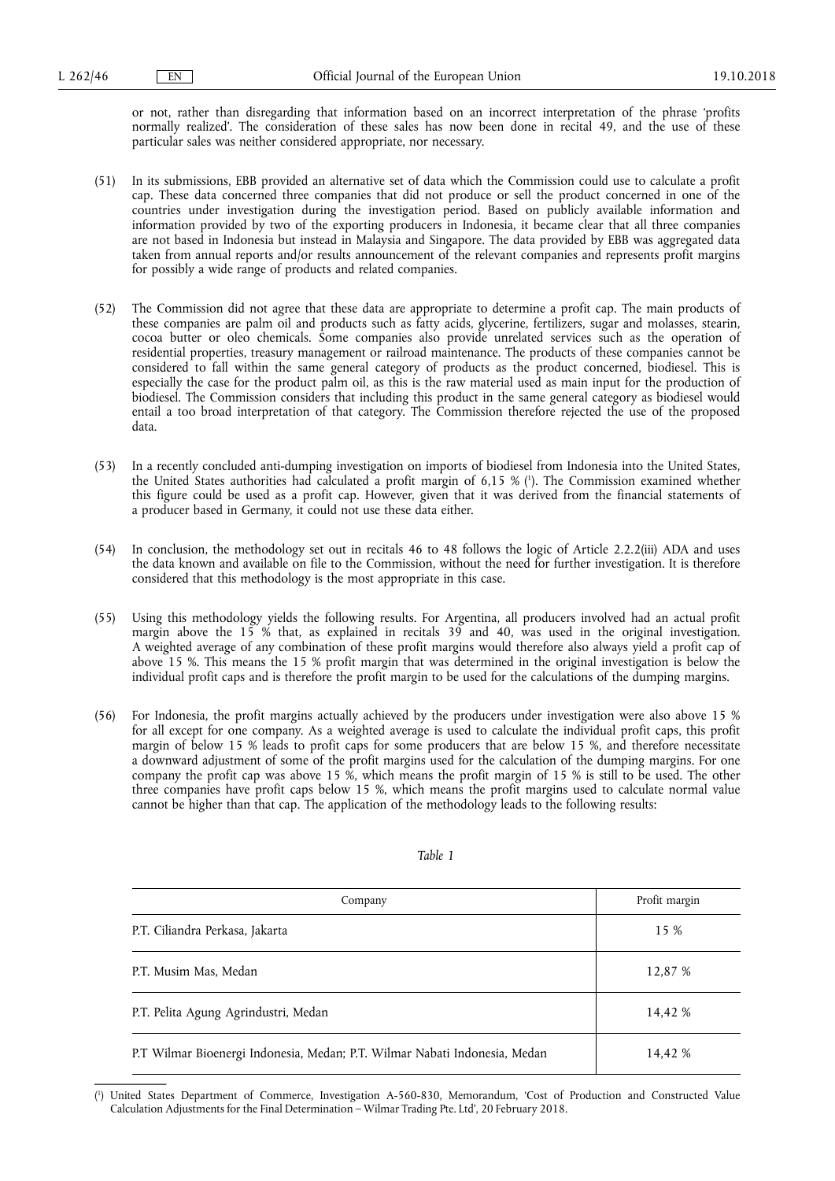or not, rather than disregarding that information based on an incorrect interpretation of the phrase 'profits normally realized'. The consideration of these sales has now been done in recital 49, and the use of these particular sales was neither considered appropriate, nor necessary.

(51) In its submissions, EBB provided an alternative set of data which the Commission could use to calculate a profit cap. These data concerned three companies that did not produce or sell the product concerned in one of the countries under investigation during the investigation period. Based on publicly available information and information provided by two of the exporting producers in Indonesia, it became clear that all three companies are not based in Indonesia but instead in Malaysia and Singapore. The data provided by EBB was aggregated data taken from annual reports and/or results announcement of the relevant companies and represents profit margins for possibly a wide range of products and related companies.

(52) The Commission did not agree that these data are appropriate to determine a profit cap. The main products of these companies are palm oil and products such as fatty acids, glycerine, fertilizers, sugar and molasses, stearin, cocoa butter or oleo chemicals. Some companies also provide unrelated services such as the operation of residential properties, treasury management or railroad maintenance. The products of these companies cannot be considered to fall within the same general category of products as the product concerned, biodiesel. This is especially the case for the product palm oil, as this is the raw material used as main input for the production of biodiesel. The Commission considers that including this product in the same general category as biodiesel would entail a too broad interpretation of that category. The Commission therefore rejected the use of the proposed data.

(53) In a recently concluded anti-dumping investigation on imports of biodiesel from Indonesia into the United States, the United States authorities had calculated a profit margin of 6,15 % [1]. The Commission examined whether this figure could be used as a profit cap. However, given that it was derived from the financial statements of a producer based in Germany, it could not use these data either.

(54) In conclusion, the methodology set out in recitals 46 to 48 follows the logic of Article 2.2.2(iii) ADA and uses the data known and available on file to the Commission, without the need for further investigation. It is therefore considered that this methodology is the most appropriate in this case.

(55) Using this methodology yields the following results. For Argentina, all producers involved had an actual profit margin above the 15 % that, as explained in recitals 39 and 40, was used in the original investigation. A weighted average of any combination of these profit margins would therefore also always yield a profit cap of above 15 %. This means the 15 % profit margin that was determined in the original investigation is below the individual profit caps and is therefore the profit margin to be used for the calculations of the dumping margins.

(56) For Indonesia, the profit margins actually achieved by the producers under investigation were also above 15 % for all except for one company. As a weighted average is used to calculate the individual profit caps, this profit margin of below 15 % leads to profit caps for some producers that are below 15 %, and therefore necessitate a downward adjustment of some of the profit margins used for the calculation of the dumping margins. For one company the profit cap was above 15 %, which means the profit margin of 15 % is still to be used. The other three companies have profit caps below 15 %, which means the profit margins used to calculate normal value cannot be higher than that cap. The application of the methodology leads to the following results:

*Table 1*

| Company | Profit margin |
|---|---|
| P.T. Ciliandra Perkasa, Jakarta | 15 % |
| P.T. Musim Mas, Medan | 12,87 % |
| P.T. Pelita Agung Agrindustri, Medan | 14,42 % |
| P.T Wilmar Bioenergi Indonesia, Medan; P.T. Wilmar Nabati Indonesia, Medan | 14,42 % |

[1] United States Department of Commerce, Investigation A-560-830, Memorandum, 'Cost of Production and Constructed Value Calculation Adjustments for the Final Determination – Wilmar Trading Pte. Ltd', 20 February 2018.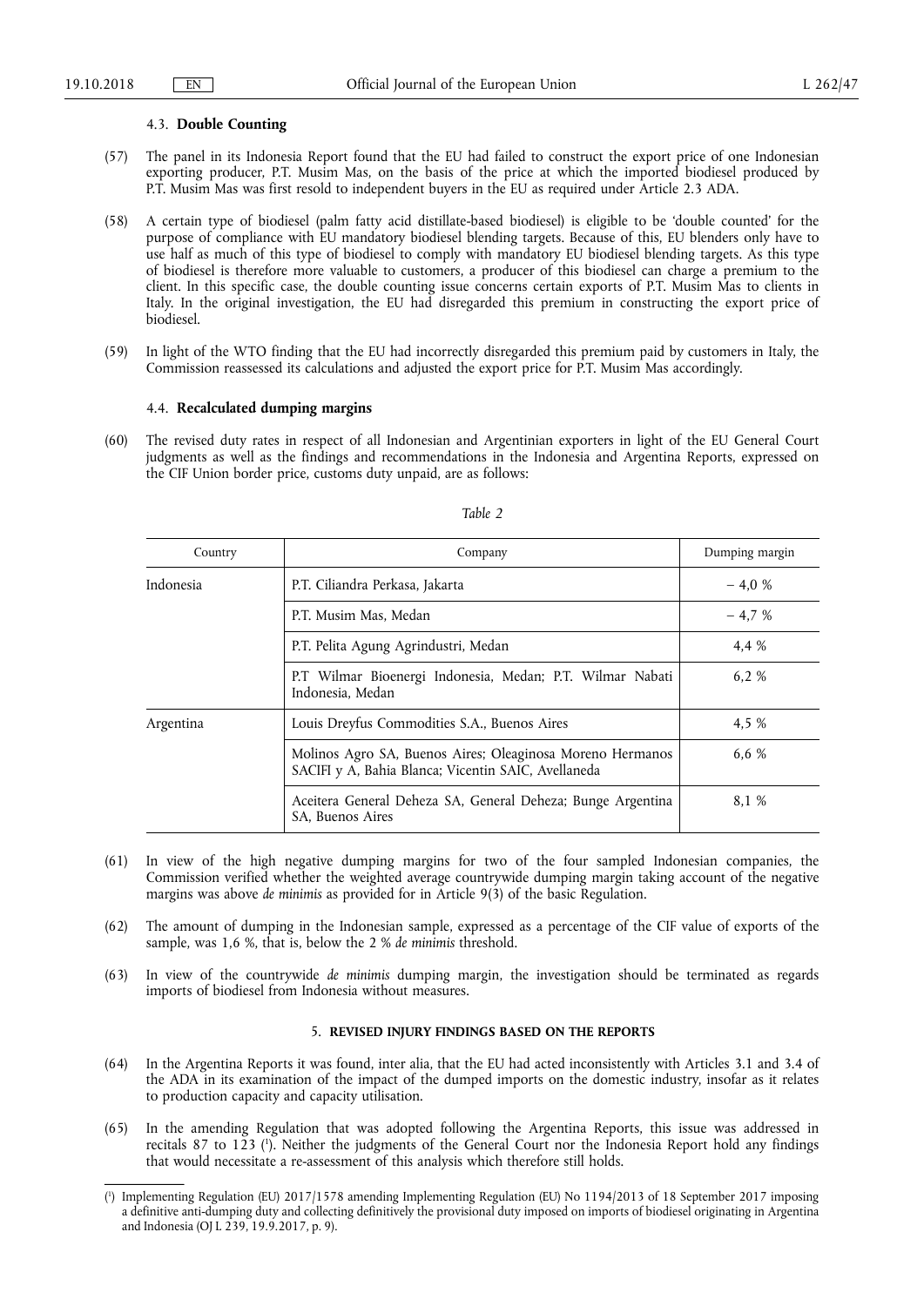### 4.3. **Double Counting**

(57) The panel in its Indonesia Report found that the EU had failed to construct the export price of one Indonesian exporting producer, P.T. Musim Mas, on the basis of the price at which the imported biodiesel produced by P.T. Musim Mas was first resold to independent buyers in the EU as required under Article 2.3 ADA.

(58) A certain type of biodiesel (palm fatty acid distillate-based biodiesel) is eligible to be 'double counted' for the purpose of compliance with EU mandatory biodiesel blending targets. Because of this, EU blenders only have to use half as much of this type of biodiesel to comply with mandatory EU biodiesel blending targets. As this type of biodiesel is therefore more valuable to customers, a producer of this biodiesel can charge a premium to the client. In this specific case, the double counting issue concerns certain exports of P.T. Musim Mas to clients in Italy. In the original investigation, the EU had disregarded this premium in constructing the export price of biodiesel.

(59) In light of the WTO finding that the EU had incorrectly disregarded this premium paid by customers in Italy, the Commission reassessed its calculations and adjusted the export price for P.T. Musim Mas accordingly.

### 4.4. **Recalculated dumping margins**

(60) The revised duty rates in respect of all Indonesian and Argentinian exporters in light of the EU General Court judgments as well as the findings and recommendations in the Indonesia and Argentina Reports, expressed on the CIF Union border price, customs duty unpaid, are as follows:

*Table 2*

| Country | Company | Dumping margin |
|---|---|---|
| Indonesia | P.T. Ciliandra Perkasa, Jakarta | − 4,0 % |
| | P.T. Musim Mas, Medan | − 4,7 % |
| | P.T. Pelita Agung Agrindustri, Medan | 4,4 % |
| | P.T Wilmar Bioenergi Indonesia, Medan; P.T. Wilmar Nabati Indonesia, Medan | 6,2 % |
| Argentina | Louis Dreyfus Commodities S.A., Buenos Aires | 4,5 % |
| | Molinos Agro SA, Buenos Aires; Oleaginosa Moreno Hermanos SACIFI y A, Bahia Blanca; Vicentin SAIC, Avellaneda | 6,6 % |
| | Aceitera General Deheza SA, General Deheza; Bunge Argentina SA, Buenos Aires | 8,1 % |

(61) In view of the high negative dumping margins for two of the four sampled Indonesian companies, the Commission verified whether the weighted average countrywide dumping margin taking account of the negative margins was above *de minimis* as provided for in Article 9(3) of the basic Regulation.

(62) The amount of dumping in the Indonesian sample, expressed as a percentage of the CIF value of exports of the sample, was 1,6 %, that is, below the 2 % *de minimis* threshold.

(63) In view of the countrywide *de minimis* dumping margin, the investigation should be terminated as regards imports of biodiesel from Indonesia without measures.

## 5. **REVISED INJURY FINDINGS BASED ON THE REPORTS**

(64) In the Argentina Reports it was found, inter alia, that the EU had acted inconsistently with Articles 3.1 and 3.4 of the ADA in its examination of the impact of the dumped imports on the domestic industry, insofar as it relates to production capacity and capacity utilisation.

(65) In the amending Regulation that was adopted following the Argentina Reports, this issue was addressed in recitals 87 to 123 [1]. Neither the judgments of the General Court nor the Indonesia Report hold any findings that would necessitate a re-assessment of this analysis which therefore still holds.

---

[1] Implementing Regulation (EU) 2017/1578 amending Implementing Regulation (EU) No 1194/2013 of 18 September 2017 imposing a definitive anti-dumping duty and collecting definitively the provisional duty imposed on imports of biodiesel originating in Argentina and Indonesia (OJ L 239, 19.9.2017, p. 9).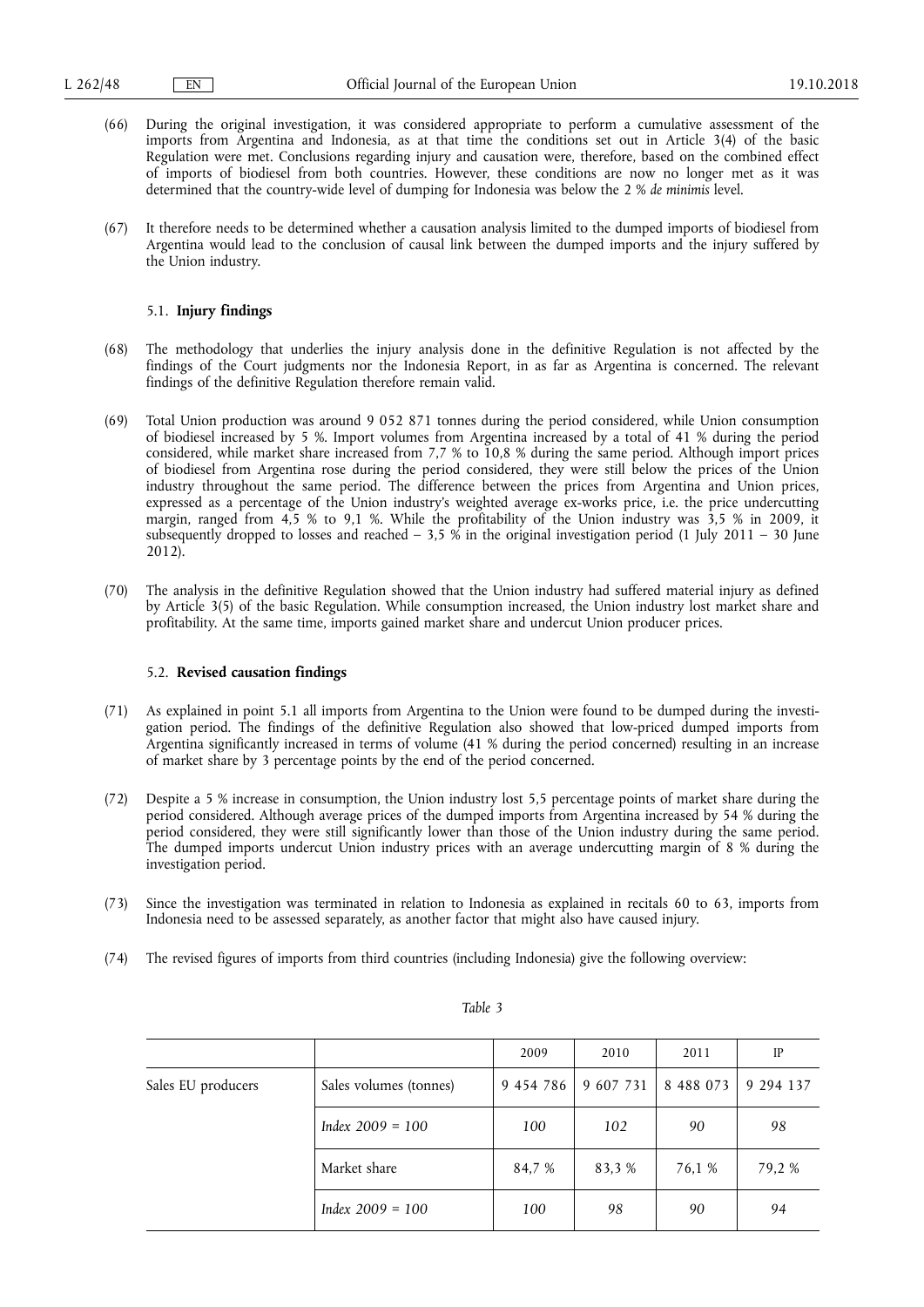(66) During the original investigation, it was considered appropriate to perform a cumulative assessment of the imports from Argentina and Indonesia, as at that time the conditions set out in Article 3(4) of the basic Regulation were met. Conclusions regarding injury and causation were, therefore, based on the combined effect of imports of biodiesel from both countries. However, these conditions are now no longer met as it was determined that the country-wide level of dumping for Indonesia was below the 2 % *de minimis* level.

(67) It therefore needs to be determined whether a causation analysis limited to the dumped imports of biodiesel from Argentina would lead to the conclusion of causal link between the dumped imports and the injury suffered by the Union industry.

### 5.1. **Injury findings**

(68) The methodology that underlies the injury analysis done in the definitive Regulation is not affected by the findings of the Court judgments nor the Indonesia Report, in as far as Argentina is concerned. The relevant findings of the definitive Regulation therefore remain valid.

(69) Total Union production was around 9 052 871 tonnes during the period considered, while Union consumption of biodiesel increased by 5 %. Import volumes from Argentina increased by a total of 41 % during the period considered, while market share increased from 7,7 % to 10,8 % during the same period. Although import prices of biodiesel from Argentina rose during the period considered, they were still below the prices of the Union industry throughout the same period. The difference between the prices from Argentina and Union prices, expressed as a percentage of the Union industry's weighted average ex-works price, i.e. the price undercutting margin, ranged from 4,5 % to 9,1 %. While the profitability of the Union industry was 3,5 % in 2009, it subsequently dropped to losses and reached – 3,5 % in the original investigation period (1 July 2011 – 30 June 2012).

(70) The analysis in the definitive Regulation showed that the Union industry had suffered material injury as defined by Article 3(5) of the basic Regulation. While consumption increased, the Union industry lost market share and profitability. At the same time, imports gained market share and undercut Union producer prices.

### 5.2. **Revised causation findings**

(71) As explained in point 5.1 all imports from Argentina to the Union were found to be dumped during the investigation period. The findings of the definitive Regulation also showed that low-priced dumped imports from Argentina significantly increased in terms of volume (41 % during the period concerned) resulting in an increase of market share by 3 percentage points by the end of the period concerned.

(72) Despite a 5 % increase in consumption, the Union industry lost 5,5 percentage points of market share during the period considered. Although average prices of the dumped imports from Argentina increased by 54 % during the period considered, they were still significantly lower than those of the Union industry during the same period. The dumped imports undercut Union industry prices with an average undercutting margin of 8 % during the investigation period.

(73) Since the investigation was terminated in relation to Indonesia as explained in recitals 60 to 63, imports from Indonesia need to be assessed separately, as another factor that might also have caused injury.

(74) The revised figures of imports from third countries (including Indonesia) give the following overview:

*Table 3*

| | | 2009 | 2010 | 2011 | IP |
|---|---|---|---|---|---|
| Sales EU producers | Sales volumes (tonnes) | 9 454 786 | 9 607 731 | 8 488 073 | 9 294 137 |
| | *Index 2009 = 100* | *100* | *102* | *90* | *98* |
| | Market share | 84,7 % | 83,3 % | 76,1 % | 79,2 % |
| | *Index 2009 = 100* | *100* | *98* | *90* | *94* |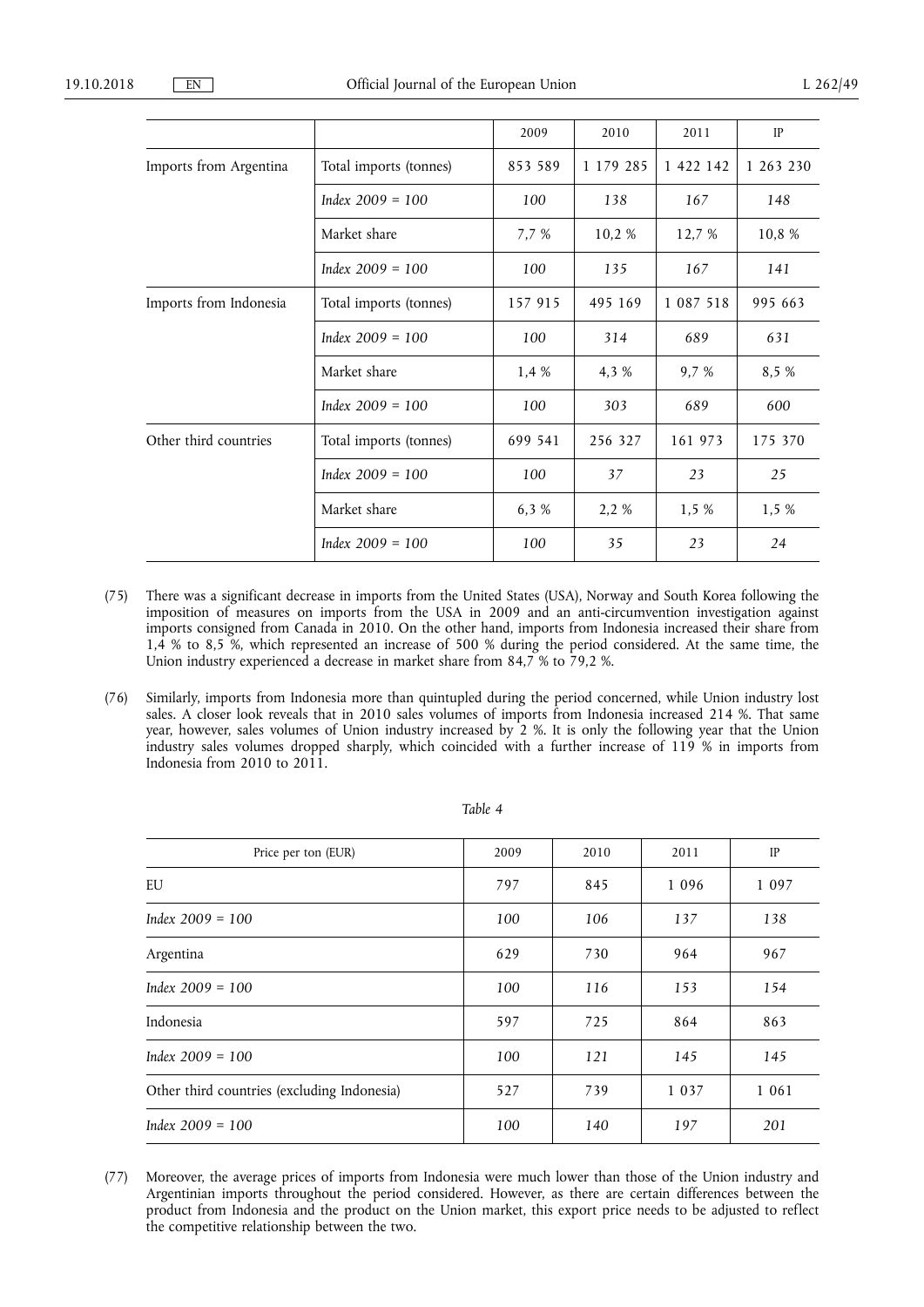| | | 2009 | 2010 | 2011 | IP |
|---|---|---|---|---|---|
| Imports from Argentina | Total imports (tonnes) | 853 589 | 1 179 285 | 1 422 142 | 1 263 230 |
| | *Index 2009 = 100* | *100* | *138* | *167* | *148* |
| | Market share | 7,7 % | 10,2 % | 12,7 % | 10,8 % |
| | *Index 2009 = 100* | *100* | *135* | *167* | *141* |
| Imports from Indonesia | Total imports (tonnes) | 157 915 | 495 169 | 1 087 518 | 995 663 |
| | *Index 2009 = 100* | *100* | *314* | *689* | *631* |
| | Market share | 1,4 % | 4,3 % | 9,7 % | 8,5 % |
| | *Index 2009 = 100* | *100* | *303* | *689* | *600* |
| Other third countries | Total imports (tonnes) | 699 541 | 256 327 | 161 973 | 175 370 |
| | *Index 2009 = 100* | *100* | *37* | *23* | *25* |
| | Market share | 6,3 % | 2,2 % | 1,5 % | 1,5 % |
| | *Index 2009 = 100* | *100* | *35* | *23* | *24* |

(75) There was a significant decrease in imports from the United States (USA), Norway and South Korea following the imposition of measures on imports from the USA in 2009 and an anti-circumvention investigation against imports consigned from Canada in 2010. On the other hand, imports from Indonesia increased their share from 1,4 % to 8,5 %, which represented an increase of 500 % during the period considered. At the same time, the Union industry experienced a decrease in market share from 84,7 % to 79,2 %.

(76) Similarly, imports from Indonesia more than quintupled during the period concerned, while Union industry lost sales. A closer look reveals that in 2010 sales volumes of imports from Indonesia increased 214 %. That same year, however, sales volumes of Union industry increased by 2 %. It is only the following year that the Union industry sales volumes dropped sharply, which coincided with a further increase of 119 % in imports from Indonesia from 2010 to 2011.

*Table 4*

| Price per ton (EUR) | 2009 | 2010 | 2011 | IP |
|---|---|---|---|---|
| EU | 797 | 845 | 1 096 | 1 097 |
| *Index 2009 = 100* | *100* | *106* | *137* | *138* |
| Argentina | 629 | 730 | 964 | 967 |
| *Index 2009 = 100* | *100* | *116* | *153* | *154* |
| Indonesia | 597 | 725 | 864 | 863 |
| *Index 2009 = 100* | *100* | *121* | *145* | *145* |
| Other third countries (excluding Indonesia) | 527 | 739 | 1 037 | 1 061 |
| *Index 2009 = 100* | *100* | *140* | *197* | *201* |

(77) Moreover, the average prices of imports from Indonesia were much lower than those of the Union industry and Argentinian imports throughout the period considered. However, as there are certain differences between the product from Indonesia and the product on the Union market, this export price needs to be adjusted to reflect the competitive relationship between the two.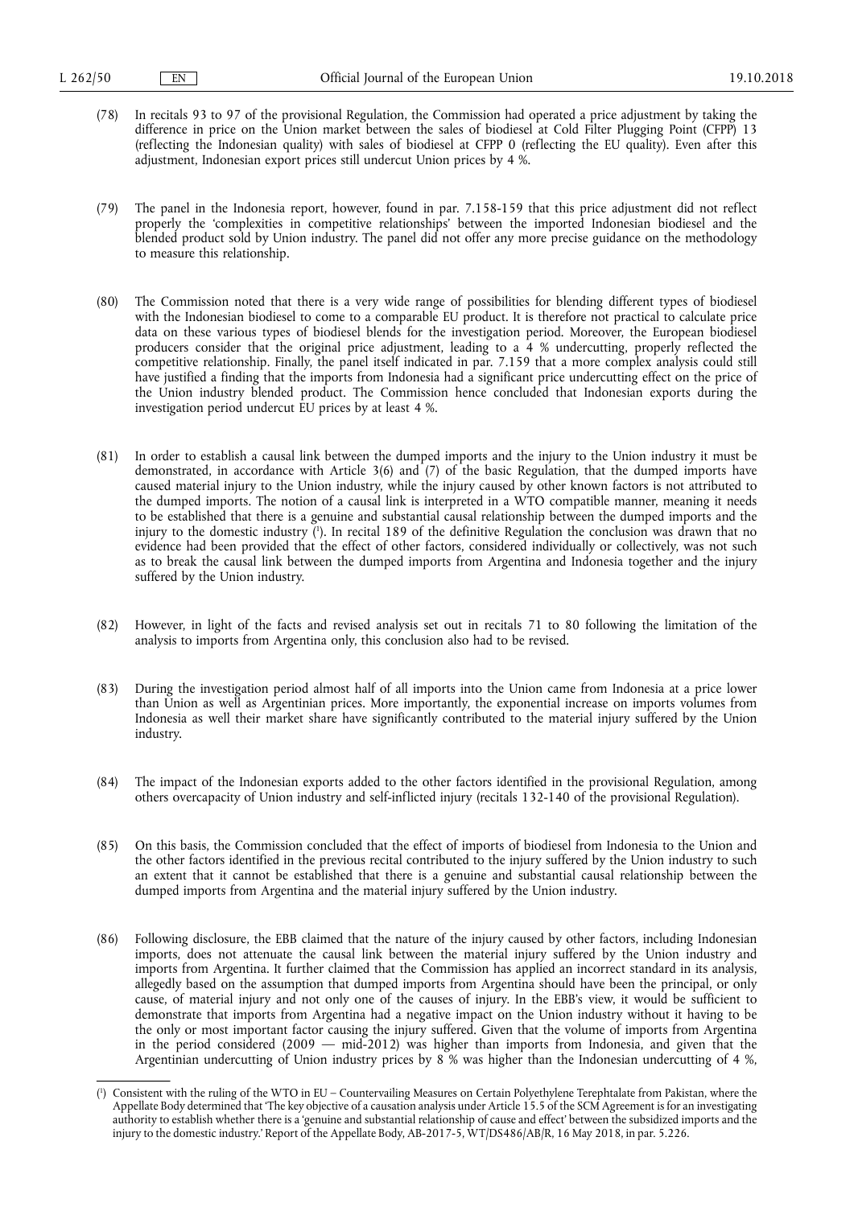(78) In recitals 93 to 97 of the provisional Regulation, the Commission had operated a price adjustment by taking the difference in price on the Union market between the sales of biodiesel at Cold Filter Plugging Point (CFPP) 13 (reflecting the Indonesian quality) with sales of biodiesel at CFPP 0 (reflecting the EU quality). Even after this adjustment, Indonesian export prices still undercut Union prices by 4 %.

(79) The panel in the Indonesia report, however, found in par. 7.158-159 that this price adjustment did not reflect properly the 'complexities in competitive relationships' between the imported Indonesian biodiesel and the blended product sold by Union industry. The panel did not offer any more precise guidance on the methodology to measure this relationship.

(80) The Commission noted that there is a very wide range of possibilities for blending different types of biodiesel with the Indonesian biodiesel to come to a comparable EU product. It is therefore not practical to calculate price data on these various types of biodiesel blends for the investigation period. Moreover, the European biodiesel producers consider that the original price adjustment, leading to a 4 % undercutting, properly reflected the competitive relationship. Finally, the panel itself indicated in par. 7.159 that a more complex analysis could still have justified a finding that the imports from Indonesia had a significant price undercutting effect on the price of the Union industry blended product. The Commission hence concluded that Indonesian exports during the investigation period undercut EU prices by at least 4 %.

(81) In order to establish a causal link between the dumped imports and the injury to the Union industry it must be demonstrated, in accordance with Article 3(6) and (7) of the basic Regulation, that the dumped imports have caused material injury to the Union industry, while the injury caused by other known factors is not attributed to the dumped imports. The notion of a causal link is interpreted in a WTO compatible manner, meaning it needs to be established that there is a genuine and substantial causal relationship between the dumped imports and the injury to the domestic industry ([1]). In recital 189 of the definitive Regulation the conclusion was drawn that no evidence had been provided that the effect of other factors, considered individually or collectively, was not such as to break the causal link between the dumped imports from Argentina and Indonesia together and the injury suffered by the Union industry.

(82) However, in light of the facts and revised analysis set out in recitals 71 to 80 following the limitation of the analysis to imports from Argentina only, this conclusion also had to be revised.

(83) During the investigation period almost half of all imports into the Union came from Indonesia at a price lower than Union as well as Argentinian prices. More importantly, the exponential increase on imports volumes from Indonesia as well their market share have significantly contributed to the material injury suffered by the Union industry.

(84) The impact of the Indonesian exports added to the other factors identified in the provisional Regulation, among others overcapacity of Union industry and self-inflicted injury (recitals 132-140 of the provisional Regulation).

(85) On this basis, the Commission concluded that the effect of imports of biodiesel from Indonesia to the Union and the other factors identified in the previous recital contributed to the injury suffered by the Union industry to such an extent that it cannot be established that there is a genuine and substantial causal relationship between the dumped imports from Argentina and the material injury suffered by the Union industry.

(86) Following disclosure, the EBB claimed that the nature of the injury caused by other factors, including Indonesian imports, does not attenuate the causal link between the material injury suffered by the Union industry and imports from Argentina. It further claimed that the Commission has applied an incorrect standard in its analysis, allegedly based on the assumption that dumped imports from Argentina should have been the principal, or only cause, of material injury and not only one of the causes of injury. In the EBB's view, it would be sufficient to demonstrate that imports from Argentina had a negative impact on the Union industry without it having to be the only or most important factor causing the injury suffered. Given that the volume of imports from Argentina in the period considered (2009 — mid-2012) was higher than imports from Indonesia, and given that the Argentinian undercutting of Union industry prices by 8 % was higher than the Indonesian undercutting of 4 %,

---

([1]) Consistent with the ruling of the WTO in EU – Countervailing Measures on Certain Polyethylene Terephtalate from Pakistan, where the Appellate Body determined that 'The key objective of a causation analysis under Article 15.5 of the SCM Agreement is for an investigating authority to establish whether there is a 'genuine and substantial relationship of cause and effect' between the subsidized imports and the injury to the domestic industry.' Report of the Appellate Body, AB-2017-5, WT/DS486/AB/R, 16 May 2018, in par. 5.226.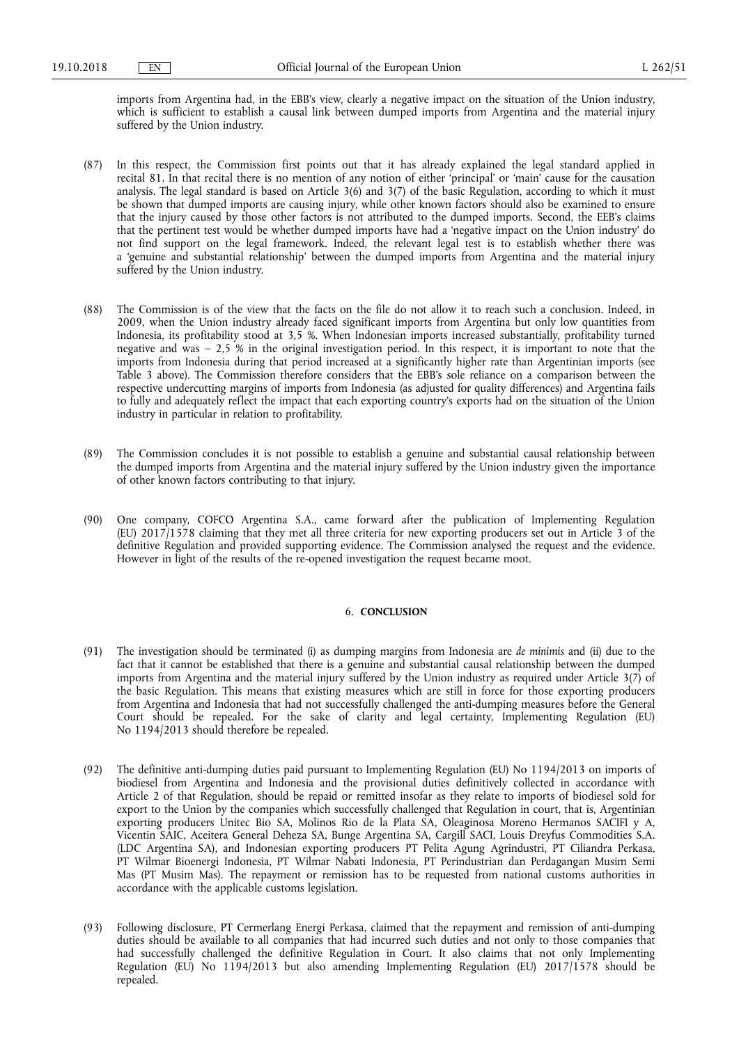imports from Argentina had, in the EBB's view, clearly a negative impact on the situation of the Union industry, which is sufficient to establish a causal link between dumped imports from Argentina and the material injury suffered by the Union industry.

(87) In this respect, the Commission first points out that it has already explained the legal standard applied in recital 81. In that recital there is no mention of any notion of either 'principal' or 'main' cause for the causation analysis. The legal standard is based on Article 3(6) and 3(7) of the basic Regulation, according to which it must be shown that dumped imports are causing injury, while other known factors should also be examined to ensure that the injury caused by those other factors is not attributed to the dumped imports. Second, the EEB's claims that the pertinent test would be whether dumped imports have had a 'negative impact on the Union industry' do not find support on the legal framework. Indeed, the relevant legal test is to establish whether there was a 'genuine and substantial relationship' between the dumped imports from Argentina and the material injury suffered by the Union industry.

(88) The Commission is of the view that the facts on the file do not allow it to reach such a conclusion. Indeed, in 2009, when the Union industry already faced significant imports from Argentina but only low quantities from Indonesia, its profitability stood at 3,5 %. When Indonesian imports increased substantially, profitability turned negative and was – 2,5 % in the original investigation period. In this respect, it is important to note that the imports from Indonesia during that period increased at a significantly higher rate than Argentinian imports (see Table 3 above). The Commission therefore considers that the EBB's sole reliance on a comparison between the respective undercutting margins of imports from Indonesia (as adjusted for quality differences) and Argentina fails to fully and adequately reflect the impact that each exporting country's exports had on the situation of the Union industry in particular in relation to profitability.

(89) The Commission concludes it is not possible to establish a genuine and substantial causal relationship between the dumped imports from Argentina and the material injury suffered by the Union industry given the importance of other known factors contributing to that injury.

(90) One company, COFCO Argentina S.A., came forward after the publication of Implementing Regulation (EU) 2017/1578 claiming that they met all three criteria for new exporting producers set out in Article 3 of the definitive Regulation and provided supporting evidence. The Commission analysed the request and the evidence. However in light of the results of the re-opened investigation the request became moot.

## 6. CONCLUSION

(91) The investigation should be terminated (i) as dumping margins from Indonesia are *de minimis* and (ii) due to the fact that it cannot be established that there is a genuine and substantial causal relationship between the dumped imports from Argentina and the material injury suffered by the Union industry as required under Article 3(7) of the basic Regulation. This means that existing measures which are still in force for those exporting producers from Argentina and Indonesia that had not successfully challenged the anti-dumping measures before the General Court should be repealed. For the sake of clarity and legal certainty, Implementing Regulation (EU) No 1194/2013 should therefore be repealed.

(92) The definitive anti-dumping duties paid pursuant to Implementing Regulation (EU) No 1194/2013 on imports of biodiesel from Argentina and Indonesia and the provisional duties definitively collected in accordance with Article 2 of that Regulation, should be repaid or remitted insofar as they relate to imports of biodiesel sold for export to the Union by the companies which successfully challenged that Regulation in court, that is, Argentinian exporting producers Unitec Bio SA, Molinos Rio de la Plata SA, Oleaginosa Moreno Hermanos SACIFI y A, Vicentin SAIC, Aceitera General Deheza SA, Bunge Argentina SA, Cargill SACI, Louis Dreyfus Commodities S.A. (LDC Argentina SA), and Indonesian exporting producers PT Pelita Agung Agrindustri, PT Ciliandra Perkasa, PT Wilmar Bioenergi Indonesia, PT Wilmar Nabati Indonesia, PT Perindustrian dan Perdagangan Musim Semi Mas (PT Musim Mas). The repayment or remission has to be requested from national customs authorities in accordance with the applicable customs legislation.

(93) Following disclosure, PT Cermerlang Energi Perkasa, claimed that the repayment and remission of anti-dumping duties should be available to all companies that had incurred such duties and not only to those companies that had successfully challenged the definitive Regulation in Court. It also claims that not only Implementing Regulation (EU) No 1194/2013 but also amending Implementing Regulation (EU) 2017/1578 should be repealed.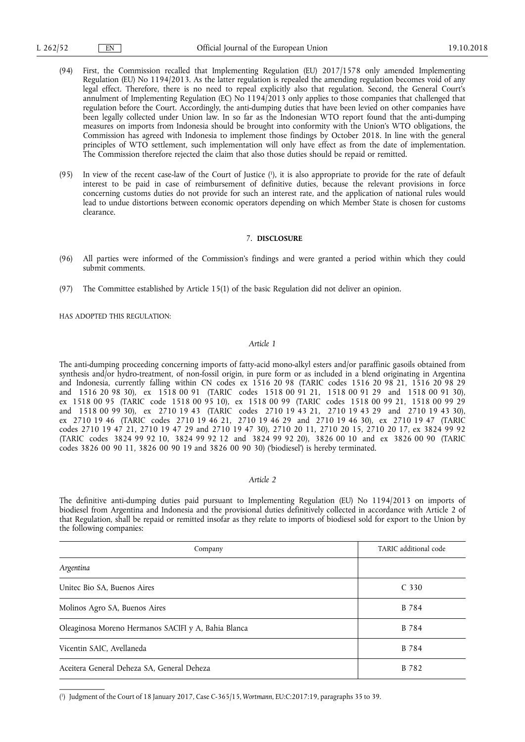(94) First, the Commission recalled that Implementing Regulation (EU) 2017/1578 only amended Implementing Regulation (EU) No 1194/2013. As the latter regulation is repealed the amending regulation becomes void of any legal effect. Therefore, there is no need to repeal explicitly also that regulation. Second, the General Court's annulment of Implementing Regulation (EC) No 1194/2013 only applies to those companies that challenged that regulation before the Court. Accordingly, the anti-dumping duties that have been levied on other companies have been legally collected under Union law. In so far as the Indonesian WTO report found that the anti-dumping measures on imports from Indonesia should be brought into conformity with the Union's WTO obligations, the Commission has agreed with Indonesia to implement those findings by October 2018. In line with the general principles of WTO settlement, such implementation will only have effect as from the date of implementation. The Commission therefore rejected the claim that also those duties should be repaid or remitted.

(95) In view of the recent case-law of the Court of Justice [1], it is also appropriate to provide for the rate of default interest to be paid in case of reimbursement of definitive duties, because the relevant provisions in force concerning customs duties do not provide for such an interest rate, and the application of national rules would lead to undue distortions between economic operators depending on which Member State is chosen for customs clearance.

## 7. DISCLOSURE

(96) All parties were informed of the Commission's findings and were granted a period within which they could submit comments.

(97) The Committee established by Article 15(1) of the basic Regulation did not deliver an opinion.

HAS ADOPTED THIS REGULATION:

*Article 1*

The anti-dumping proceeding concerning imports of fatty-acid mono-alkyl esters and/or paraffinic gasoils obtained from synthesis and/or hydro-treatment, of non-fossil origin, in pure form or as included in a blend originating in Argentina and Indonesia, currently falling within CN codes ex 1516 20 98 (TARIC codes 1516 20 98 21, 1516 20 98 29 and 1516 20 98 30), ex 1518 00 91 (TARIC codes 1518 00 91 21, 1518 00 91 29 and 1518 00 91 30), ex 1518 00 95 (TARIC code 1518 00 95 10), ex 1518 00 99 (TARIC codes 1518 00 99 21, 1518 00 99 29 and 1518 00 99 30), ex 2710 19 43 (TARIC codes 2710 19 43 21, 2710 19 43 29 and 2710 19 43 30), ex 2710 19 46 (TARIC codes 2710 19 46 21, 2710 19 46 29 and 2710 19 46 30), ex 2710 19 47 (TARIC codes 2710 19 47 21, 2710 19 47 29 and 2710 19 47 30), 2710 20 11, 2710 20 15, 2710 20 17, ex 3824 99 92 (TARIC codes 3824 99 92 10, 3824 99 92 12 and 3824 99 92 20), 3826 00 10 and ex 3826 00 90 (TARIC codes 3826 00 90 11, 3826 00 90 19 and 3826 00 90 30) ('biodiesel') is hereby terminated.

*Article 2*

The definitive anti-dumping duties paid pursuant to Implementing Regulation (EU) No 1194/2013 on imports of biodiesel from Argentina and Indonesia and the provisional duties definitively collected in accordance with Article 2 of that Regulation, shall be repaid or remitted insofar as they relate to imports of biodiesel sold for export to the Union by the following companies:

| Company | TARIC additional code |
|---|---|
| *Argentina* | |
| Unitec Bio SA, Buenos Aires | C 330 |
| Molinos Agro SA, Buenos Aires | B 784 |
| Oleaginosa Moreno Hermanos SACIFI y A, Bahia Blanca | B 784 |
| Vicentin SAIC, Avellaneda | B 784 |
| Aceitera General Deheza SA, General Deheza | B 782 |

[1] Judgment of the Court of 18 January 2017, Case C-365/15, *Wortmann*, EU:C:2017:19, paragraphs 35 to 39.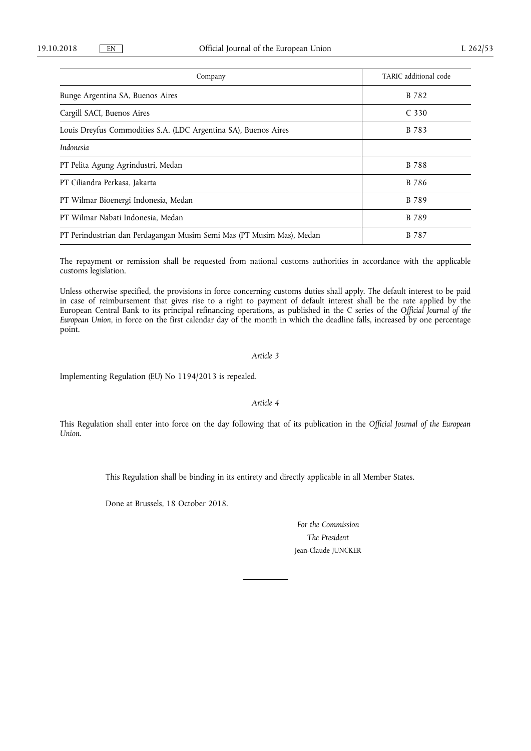| Company | TARIC additional code |
| --- | --- |
| Bunge Argentina SA, Buenos Aires | B 782 |
| Cargill SACI, Buenos Aires | C 330 |
| Louis Dreyfus Commodities S.A. (LDC Argentina SA), Buenos Aires | B 783 |
| *Indonesia* | |
| PT Pelita Agung Agrindustri, Medan | B 788 |
| PT Ciliandra Perkasa, Jakarta | B 786 |
| PT Wilmar Bioenergi Indonesia, Medan | B 789 |
| PT Wilmar Nabati Indonesia, Medan | B 789 |
| PT Perindustrian dan Perdagangan Musim Semi Mas (PT Musim Mas), Medan | B 787 |

The repayment or remission shall be requested from national customs authorities in accordance with the applicable customs legislation.

Unless otherwise specified, the provisions in force concerning customs duties shall apply. The default interest to be paid in case of reimbursement that gives rise to a right to payment of default interest shall be the rate applied by the European Central Bank to its principal refinancing operations, as published in the C series of the *Official Journal of the European Union*, in force on the first calendar day of the month in which the deadline falls, increased by one percentage point.

*Article 3*

Implementing Regulation (EU) No 1194/2013 is repealed.

*Article 4*

This Regulation shall enter into force on the day following that of its publication in the *Official Journal of the European Union*.

This Regulation shall be binding in its entirety and directly applicable in all Member States.

Done at Brussels, 18 October 2018.

*For the Commission*

*The President*

Jean-Claude JUNCKER